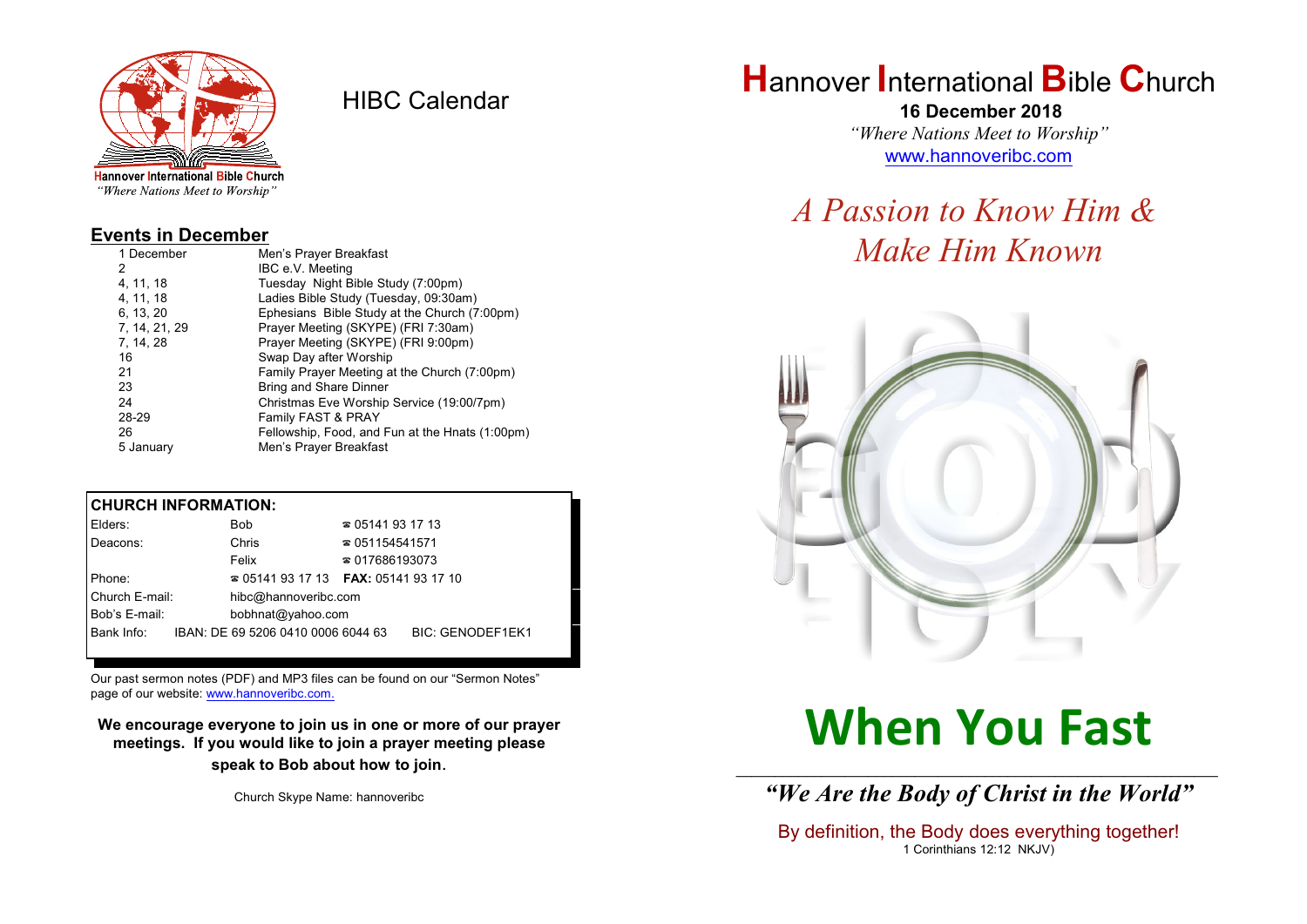Hannover International Bible Church
*"Where Nations Meet to Worship"*

# HIBC Calendar

## Events in December

| | |
|---|---|
| 1 December | Men's Prayer Breakfast |
| 2 | IBC e.V. Meeting |
| 4, 11, 18 | Tuesday Night Bible Study (7:00pm) |
| 4, 11, 18 | Ladies Bible Study (Tuesday, 09:30am) |
| 6, 13, 20 | Ephesians Bible Study at the Church (7:00pm) |
| 7, 14, 21, 29 | Prayer Meeting (SKYPE) (FRI 7:30am) |
| 7, 14, 28 | Prayer Meeting (SKYPE) (FRI 9:00pm) |
| 16 | Swap Day after Worship |
| 21 | Family Prayer Meeting at the Church (7:00pm) |
| 23 | Bring and Share Dinner |
| 24 | Christmas Eve Worship Service (19:00/7pm) |
| 28-29 | Family FAST & PRAY |
| 26 | Fellowship, Food, and Fun at the Hnats (1:00pm) |
| 5 January | Men's Prayer Breakfast |

## CHURCH INFORMATION:

| | | |
|---|---|---|
| Elders: | Bob | ☎ 05141 93 17 13 |
| Deacons: | Chris | ☎ 051154541571 |
| | Felix | ☎ 017686193073 |
| Phone: | ☎ 05141 93 17 13 | **FAX:** 05141 93 17 10 |
| Church E-mail: | hibc@hannoveribc.com | |
| Bob's E-mail: | bobhnat@yahoo.com | |
| Bank Info: | IBAN: DE 69 5206 0410 0006 6044 63 | BIC: GENODEF1EK1 |

Our past sermon notes (PDF) and MP3 files can be found on our "Sermon Notes" page of our website: www.hannoveribc.com.

**We encourage everyone to join us in one or more of our prayer meetings. If you would like to join a prayer meeting please speak to Bob about how to join.**

Church Skype Name: hannoveribc

# Hannover International Bible Church

**16 December 2018**

*"Where Nations Meet to Worship"*

www.hannoveribc.com

## *A Passion to Know Him & Make Him Known*

# When You Fast

---

***"We Are the Body of Christ in the World"***

By definition, the Body does everything together!
1 Corinthians 12:12 NKJV)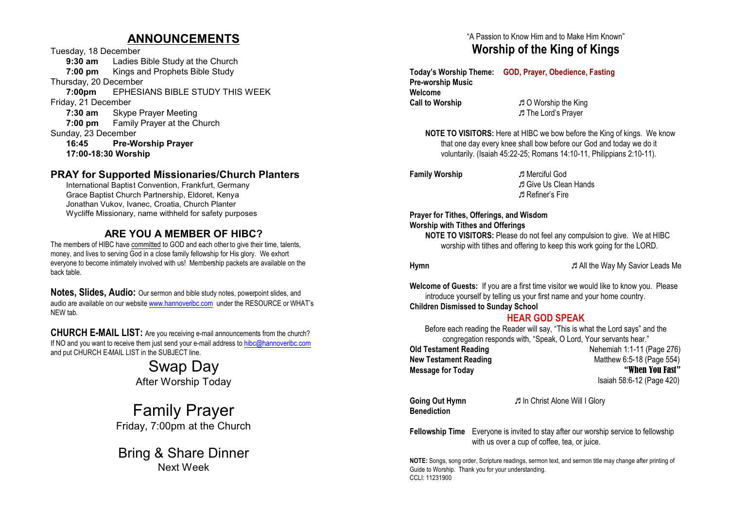## ANNOUNCEMENTS

Tuesday, 18 December

- **9:30 am** Ladies Bible Study at the Church
- **7:00 pm** Kings and Prophets Bible Study

Thursday, 20 December

- **7:00pm** EPHESIANS BIBLE STUDY THIS WEEK

Friday, 21 December

- **7:30 am** Skype Prayer Meeting
- **7:00 pm** Family Prayer at the Church

Sunday, 23 December

- **16:45 Pre-Worship Prayer**
- **17:00-18:30 Worship**

### PRAY for Supported Missionaries/Church Planters

International Baptist Convention, Frankfurt, Germany
Grace Baptist Church Partnership, Eldoret, Kenya
Jonathan Vukov, Ivanec, Croatia, Church Planter
Wycliffe Missionary, name withheld for safety purposes

### ARE YOU A MEMBER OF HIBC?

The members of HIBC have committed to GOD and each other to give their time, talents, money, and lives to serving God in a close family fellowship for His glory. We exhort everyone to become intimately involved with us! Membership packets are available on the back table.

**Notes, Slides, Audio:** Our sermon and bible study notes, powerpoint slides, and audio are available on our website www.hannoveribc.com under the RESOURCE or WHAT's NEW tab.

**CHURCH E-MAIL LIST:** Are you receiving e-mail announcements from the church? If NO and you want to receive them just send your e-mail address to hibc@hannoveribc.com and put CHURCH E-MAIL LIST in the SUBJECT line.

## Swap Day

After Worship Today

## Family Prayer

Friday, 7:00pm at the Church

## Bring & Share Dinner

Next Week

---

"A Passion to Know Him and to Make Him Known"

# Worship of the King of Kings

**Today's Worship Theme:** **GOD, Prayer, Obedience, Fasting**

**Pre-worship Music**

**Welcome**

**Call to Worship** ♬ O Worship the King
♬ The Lord's Prayer

**NOTE TO VISITORS:** Here at HIBC we bow before the King of kings. We know that one day every knee shall bow before our God and today we do it voluntarily. (Isaiah 45:22-25; Romans 14:10-11, Philippians 2:10-11).

**Family Worship** ♬ Merciful God
♬ Give Us Clean Hands
♬ Refiner's Fire

**Prayer for Tithes, Offerings, and Wisdom**

**Worship with Tithes and Offerings**

**NOTE TO VISITORS:** Please do not feel any compulsion to give. We at HIBC worship with tithes and offering to keep this work going for the LORD.

**Hymn** ♬ All the Way My Savior Leads Me

**Welcome of Guests:** If you are a first time visitor we would like to know you. Please introduce yourself by telling us your first name and your home country.

**Children Dismissed to Sunday School**

### HEAR GOD SPEAK

Before each reading the Reader will say, "This is what the Lord says" and the congregation responds with, "Speak, O Lord, Your servants hear."

**Old Testament Reading** Nehemiah 1:1-11 (Page 276)

**New Testament Reading** Matthew 6:5-18 (Page 554)

**Message for Today** **"When You Fast"**
Isaiah 58:6-12 (Page 420)

**Going Out Hymn** ♬ In Christ Alone Will I Glory

**Benediction**

**Fellowship Time** Everyone is invited to stay after our worship service to fellowship with us over a cup of coffee, tea, or juice.

**NOTE:** Songs, song order, Scripture readings, sermon text, and sermon title may change after printing of Guide to Worship. Thank you for your understanding.
CCLI: 11231900